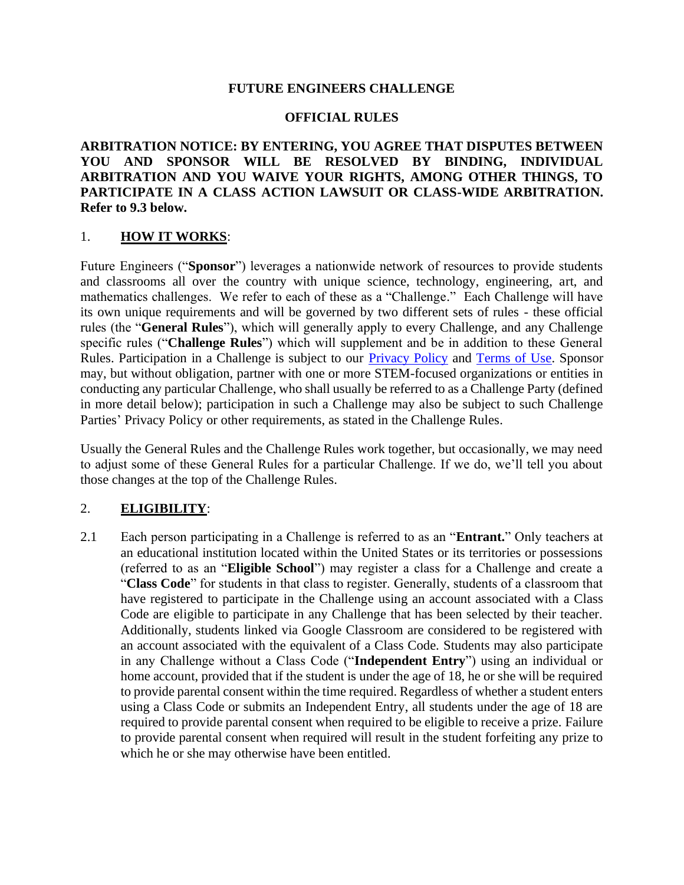# FUTURE ENGINEERS CHALLENGE

## OFFICIAL RULES

**ARBITRATION NOTICE: BY ENTERING, YOU AGREE THAT DISPUTES BETWEEN YOU AND SPONSOR WILL BE RESOLVED BY BINDING, INDIVIDUAL ARBITRATION AND YOU WAIVE YOUR RIGHTS, AMONG OTHER THINGS, TO PARTICIPATE IN A CLASS ACTION LAWSUIT OR CLASS-WIDE ARBITRATION. Refer to 9.3 below.**

### 1. **HOW IT WORKS**:

Future Engineers ("**Sponsor**") leverages a nationwide network of resources to provide students and classrooms all over the country with unique science, technology, engineering, art, and mathematics challenges. We refer to each of these as a "Challenge." Each Challenge will have its own unique requirements and will be governed by two different sets of rules - these official rules (the "**General Rules**"), which will generally apply to every Challenge, and any Challenge specific rules ("**Challenge Rules**") which will supplement and be in addition to these General Rules. Participation in a Challenge is subject to our Privacy Policy and Terms of Use. Sponsor may, but without obligation, partner with one or more STEM-focused organizations or entities in conducting any particular Challenge, who shall usually be referred to as a Challenge Party (defined in more detail below); participation in such a Challenge may also be subject to such Challenge Parties' Privacy Policy or other requirements, as stated in the Challenge Rules.

Usually the General Rules and the Challenge Rules work together, but occasionally, we may need to adjust some of these General Rules for a particular Challenge. If we do, we'll tell you about those changes at the top of the Challenge Rules.

### 2. **ELIGIBILITY**:

2.1 Each person participating in a Challenge is referred to as an "**Entrant.**" Only teachers at an educational institution located within the United States or its territories or possessions (referred to as an "**Eligible School**") may register a class for a Challenge and create a "**Class Code**" for students in that class to register. Generally, students of a classroom that have registered to participate in the Challenge using an account associated with a Class Code are eligible to participate in any Challenge that has been selected by their teacher. Additionally, students linked via Google Classroom are considered to be registered with an account associated with the equivalent of a Class Code. Students may also participate in any Challenge without a Class Code ("**Independent Entry**") using an individual or home account, provided that if the student is under the age of 18, he or she will be required to provide parental consent within the time required. Regardless of whether a student enters using a Class Code or submits an Independent Entry, all students under the age of 18 are required to provide parental consent when required to be eligible to receive a prize. Failure to provide parental consent when required will result in the student forfeiting any prize to which he or she may otherwise have been entitled.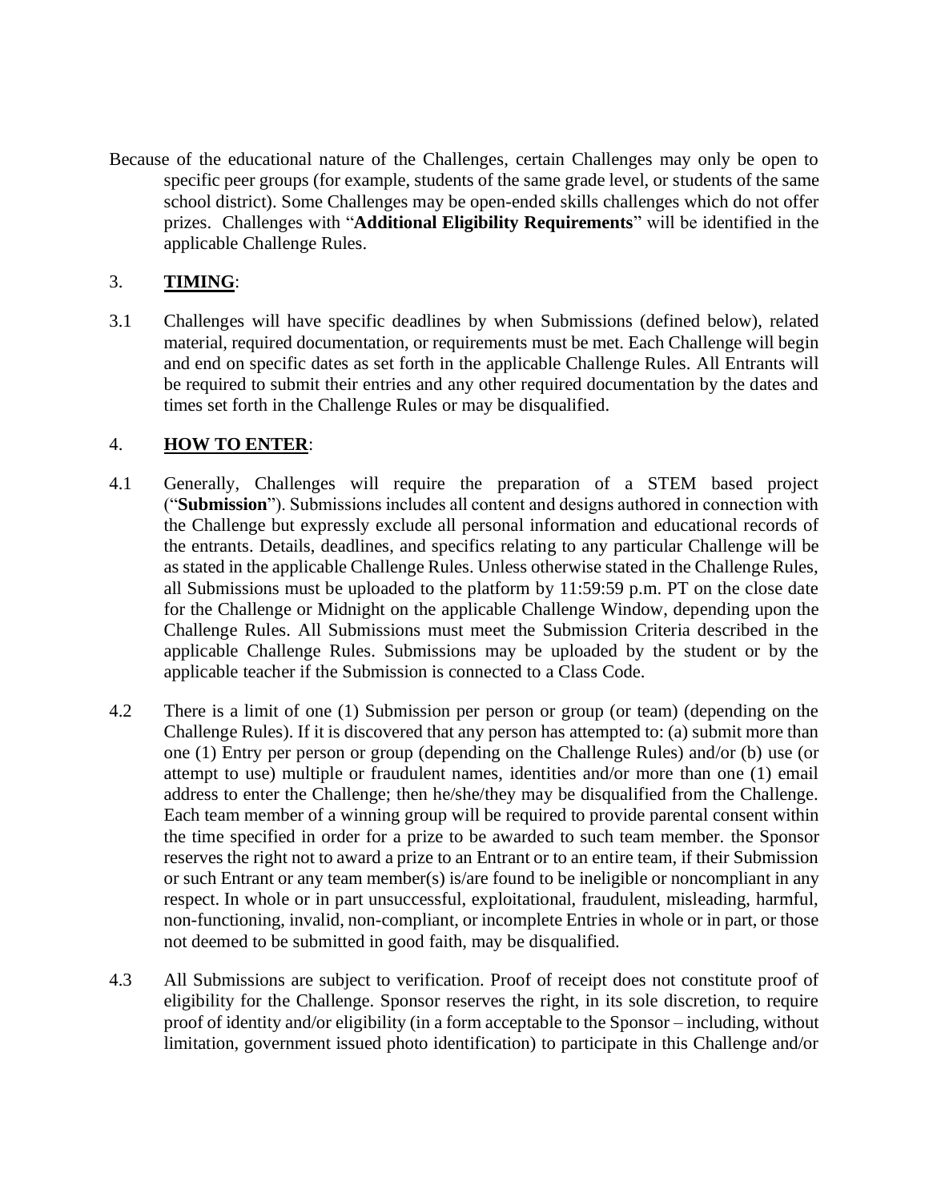Because of the educational nature of the Challenges, certain Challenges may only be open to specific peer groups (for example, students of the same grade level, or students of the same school district). Some Challenges may be open-ended skills challenges which do not offer prizes. Challenges with "**Additional Eligibility Requirements**" will be identified in the applicable Challenge Rules.

## 3. **TIMING**:

3.1 Challenges will have specific deadlines by when Submissions (defined below), related material, required documentation, or requirements must be met. Each Challenge will begin and end on specific dates as set forth in the applicable Challenge Rules. All Entrants will be required to submit their entries and any other required documentation by the dates and times set forth in the Challenge Rules or may be disqualified.

## 4. **HOW TO ENTER**:

4.1 Generally, Challenges will require the preparation of a STEM based project ("**Submission**"). Submissions includes all content and designs authored in connection with the Challenge but expressly exclude all personal information and educational records of the entrants. Details, deadlines, and specifics relating to any particular Challenge will be as stated in the applicable Challenge Rules. Unless otherwise stated in the Challenge Rules, all Submissions must be uploaded to the platform by 11:59:59 p.m. PT on the close date for the Challenge or Midnight on the applicable Challenge Window, depending upon the Challenge Rules. All Submissions must meet the Submission Criteria described in the applicable Challenge Rules. Submissions may be uploaded by the student or by the applicable teacher if the Submission is connected to a Class Code.

4.2 There is a limit of one (1) Submission per person or group (or team) (depending on the Challenge Rules). If it is discovered that any person has attempted to: (a) submit more than one (1) Entry per person or group (depending on the Challenge Rules) and/or (b) use (or attempt to use) multiple or fraudulent names, identities and/or more than one (1) email address to enter the Challenge; then he/she/they may be disqualified from the Challenge. Each team member of a winning group will be required to provide parental consent within the time specified in order for a prize to be awarded to such team member. the Sponsor reserves the right not to award a prize to an Entrant or to an entire team, if their Submission or such Entrant or any team member(s) is/are found to be ineligible or noncompliant in any respect. In whole or in part unsuccessful, exploitational, fraudulent, misleading, harmful, non-functioning, invalid, non-compliant, or incomplete Entries in whole or in part, or those not deemed to be submitted in good faith, may be disqualified.

4.3 All Submissions are subject to verification. Proof of receipt does not constitute proof of eligibility for the Challenge. Sponsor reserves the right, in its sole discretion, to require proof of identity and/or eligibility (in a form acceptable to the Sponsor – including, without limitation, government issued photo identification) to participate in this Challenge and/or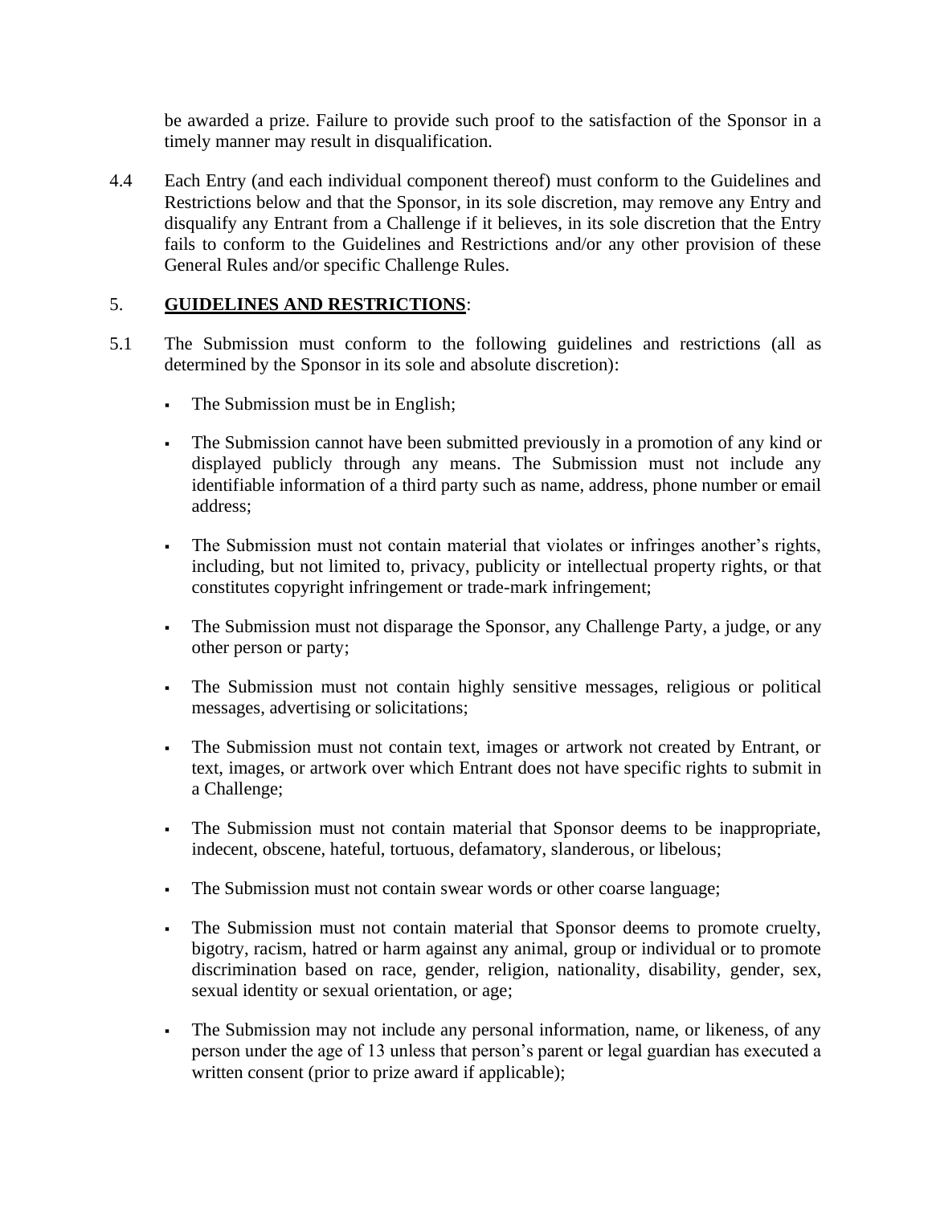be awarded a prize. Failure to provide such proof to the satisfaction of the Sponsor in a timely manner may result in disqualification.

4.4 Each Entry (and each individual component thereof) must conform to the Guidelines and Restrictions below and that the Sponsor, in its sole discretion, may remove any Entry and disqualify any Entrant from a Challenge if it believes, in its sole discretion that the Entry fails to conform to the Guidelines and Restrictions and/or any other provision of these General Rules and/or specific Challenge Rules.

5. **GUIDELINES AND RESTRICTIONS**:

5.1 The Submission must conform to the following guidelines and restrictions (all as determined by the Sponsor in its sole and absolute discretion):

- The Submission must be in English;
- The Submission cannot have been submitted previously in a promotion of any kind or displayed publicly through any means. The Submission must not include any identifiable information of a third party such as name, address, phone number or email address;
- The Submission must not contain material that violates or infringes another's rights, including, but not limited to, privacy, publicity or intellectual property rights, or that constitutes copyright infringement or trade-mark infringement;
- The Submission must not disparage the Sponsor, any Challenge Party, a judge, or any other person or party;
- The Submission must not contain highly sensitive messages, religious or political messages, advertising or solicitations;
- The Submission must not contain text, images or artwork not created by Entrant, or text, images, or artwork over which Entrant does not have specific rights to submit in a Challenge;
- The Submission must not contain material that Sponsor deems to be inappropriate, indecent, obscene, hateful, tortuous, defamatory, slanderous, or libelous;
- The Submission must not contain swear words or other coarse language;
- The Submission must not contain material that Sponsor deems to promote cruelty, bigotry, racism, hatred or harm against any animal, group or individual or to promote discrimination based on race, gender, religion, nationality, disability, gender, sex, sexual identity or sexual orientation, or age;
- The Submission may not include any personal information, name, or likeness, of any person under the age of 13 unless that person's parent or legal guardian has executed a written consent (prior to prize award if applicable);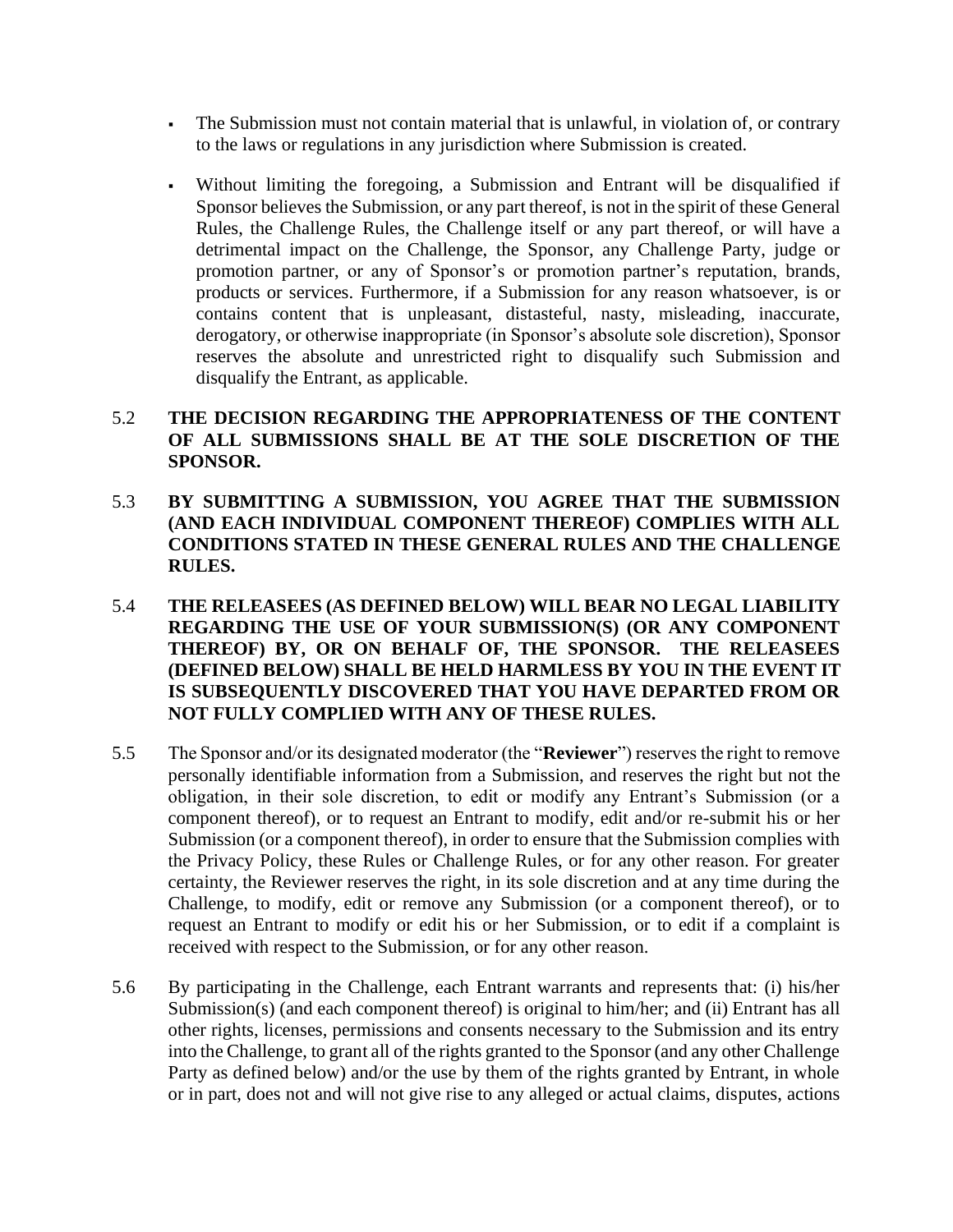- The Submission must not contain material that is unlawful, in violation of, or contrary to the laws or regulations in any jurisdiction where Submission is created.

- Without limiting the foregoing, a Submission and Entrant will be disqualified if Sponsor believes the Submission, or any part thereof, is not in the spirit of these General Rules, the Challenge Rules, the Challenge itself or any part thereof, or will have a detrimental impact on the Challenge, the Sponsor, any Challenge Party, judge or promotion partner, or any of Sponsor's or promotion partner's reputation, brands, products or services. Furthermore, if a Submission for any reason whatsoever, is or contains content that is unpleasant, distasteful, nasty, misleading, inaccurate, derogatory, or otherwise inappropriate (in Sponsor's absolute sole discretion), Sponsor reserves the absolute and unrestricted right to disqualify such Submission and disqualify the Entrant, as applicable.

5.2 **THE DECISION REGARDING THE APPROPRIATENESS OF THE CONTENT OF ALL SUBMISSIONS SHALL BE AT THE SOLE DISCRETION OF THE SPONSOR.**

5.3 **BY SUBMITTING A SUBMISSION, YOU AGREE THAT THE SUBMISSION (AND EACH INDIVIDUAL COMPONENT THEREOF) COMPLIES WITH ALL CONDITIONS STATED IN THESE GENERAL RULES AND THE CHALLENGE RULES.**

5.4 **THE RELEASEES (AS DEFINED BELOW) WILL BEAR NO LEGAL LIABILITY REGARDING THE USE OF YOUR SUBMISSION(S) (OR ANY COMPONENT THEREOF) BY, OR ON BEHALF OF, THE SPONSOR. THE RELEASEES (DEFINED BELOW) SHALL BE HELD HARMLESS BY YOU IN THE EVENT IT IS SUBSEQUENTLY DISCOVERED THAT YOU HAVE DEPARTED FROM OR NOT FULLY COMPLIED WITH ANY OF THESE RULES.**

5.5 The Sponsor and/or its designated moderator (the "**Reviewer**") reserves the right to remove personally identifiable information from a Submission, and reserves the right but not the obligation, in their sole discretion, to edit or modify any Entrant's Submission (or a component thereof), or to request an Entrant to modify, edit and/or re-submit his or her Submission (or a component thereof), in order to ensure that the Submission complies with the Privacy Policy, these Rules or Challenge Rules, or for any other reason. For greater certainty, the Reviewer reserves the right, in its sole discretion and at any time during the Challenge, to modify, edit or remove any Submission (or a component thereof), or to request an Entrant to modify or edit his or her Submission, or to edit if a complaint is received with respect to the Submission, or for any other reason.

5.6 By participating in the Challenge, each Entrant warrants and represents that: (i) his/her Submission(s) (and each component thereof) is original to him/her; and (ii) Entrant has all other rights, licenses, permissions and consents necessary to the Submission and its entry into the Challenge, to grant all of the rights granted to the Sponsor (and any other Challenge Party as defined below) and/or the use by them of the rights granted by Entrant, in whole or in part, does not and will not give rise to any alleged or actual claims, disputes, actions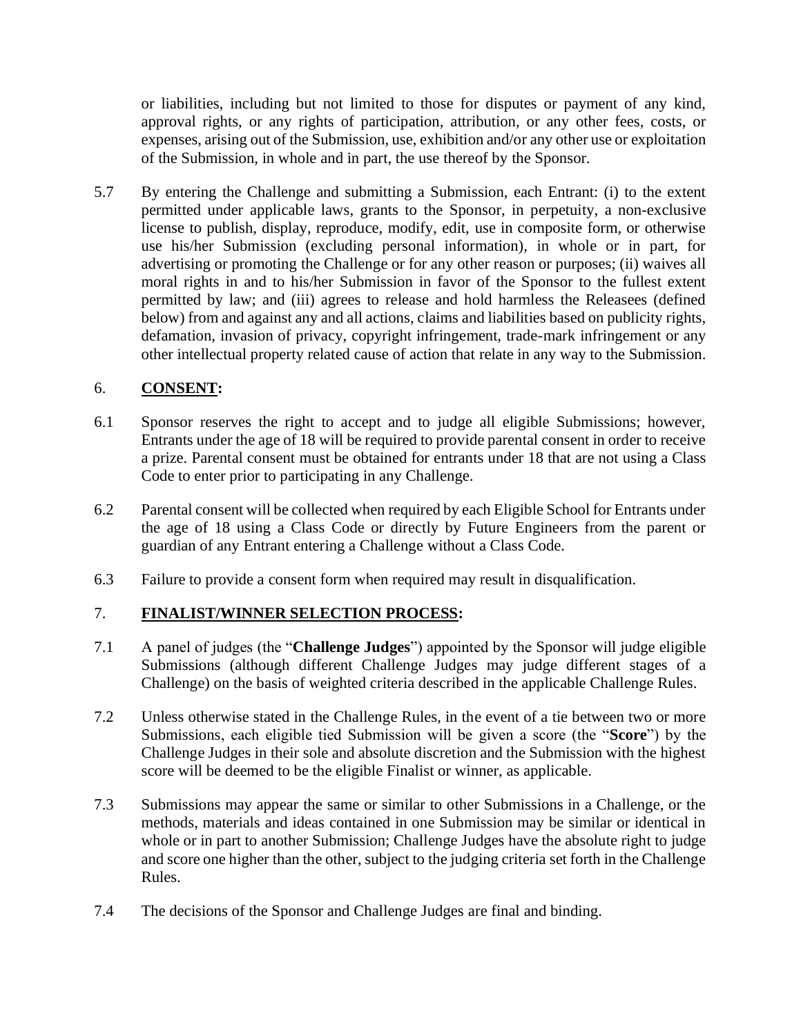or liabilities, including but not limited to those for disputes or payment of any kind, approval rights, or any rights of participation, attribution, or any other fees, costs, or expenses, arising out of the Submission, use, exhibition and/or any other use or exploitation of the Submission, in whole and in part, the use thereof by the Sponsor.

5.7 By entering the Challenge and submitting a Submission, each Entrant: (i) to the extent permitted under applicable laws, grants to the Sponsor, in perpetuity, a non-exclusive license to publish, display, reproduce, modify, edit, use in composite form, or otherwise use his/her Submission (excluding personal information), in whole or in part, for advertising or promoting the Challenge or for any other reason or purposes; (ii) waives all moral rights in and to his/her Submission in favor of the Sponsor to the fullest extent permitted by law; and (iii) agrees to release and hold harmless the Releasees (defined below) from and against any and all actions, claims and liabilities based on publicity rights, defamation, invasion of privacy, copyright infringement, trade-mark infringement or any other intellectual property related cause of action that relate in any way to the Submission.

## 6. **CONSENT:**

6.1 Sponsor reserves the right to accept and to judge all eligible Submissions; however, Entrants under the age of 18 will be required to provide parental consent in order to receive a prize. Parental consent must be obtained for entrants under 18 that are not using a Class Code to enter prior to participating in any Challenge.

6.2 Parental consent will be collected when required by each Eligible School for Entrants under the age of 18 using a Class Code or directly by Future Engineers from the parent or guardian of any Entrant entering a Challenge without a Class Code.

6.3 Failure to provide a consent form when required may result in disqualification.

## 7. **FINALIST/WINNER SELECTION PROCESS:**

7.1 A panel of judges (the "**Challenge Judges**") appointed by the Sponsor will judge eligible Submissions (although different Challenge Judges may judge different stages of a Challenge) on the basis of weighted criteria described in the applicable Challenge Rules.

7.2 Unless otherwise stated in the Challenge Rules, in the event of a tie between two or more Submissions, each eligible tied Submission will be given a score (the "**Score**") by the Challenge Judges in their sole and absolute discretion and the Submission with the highest score will be deemed to be the eligible Finalist or winner, as applicable.

7.3 Submissions may appear the same or similar to other Submissions in a Challenge, or the methods, materials and ideas contained in one Submission may be similar or identical in whole or in part to another Submission; Challenge Judges have the absolute right to judge and score one higher than the other, subject to the judging criteria set forth in the Challenge Rules.

7.4 The decisions of the Sponsor and Challenge Judges are final and binding.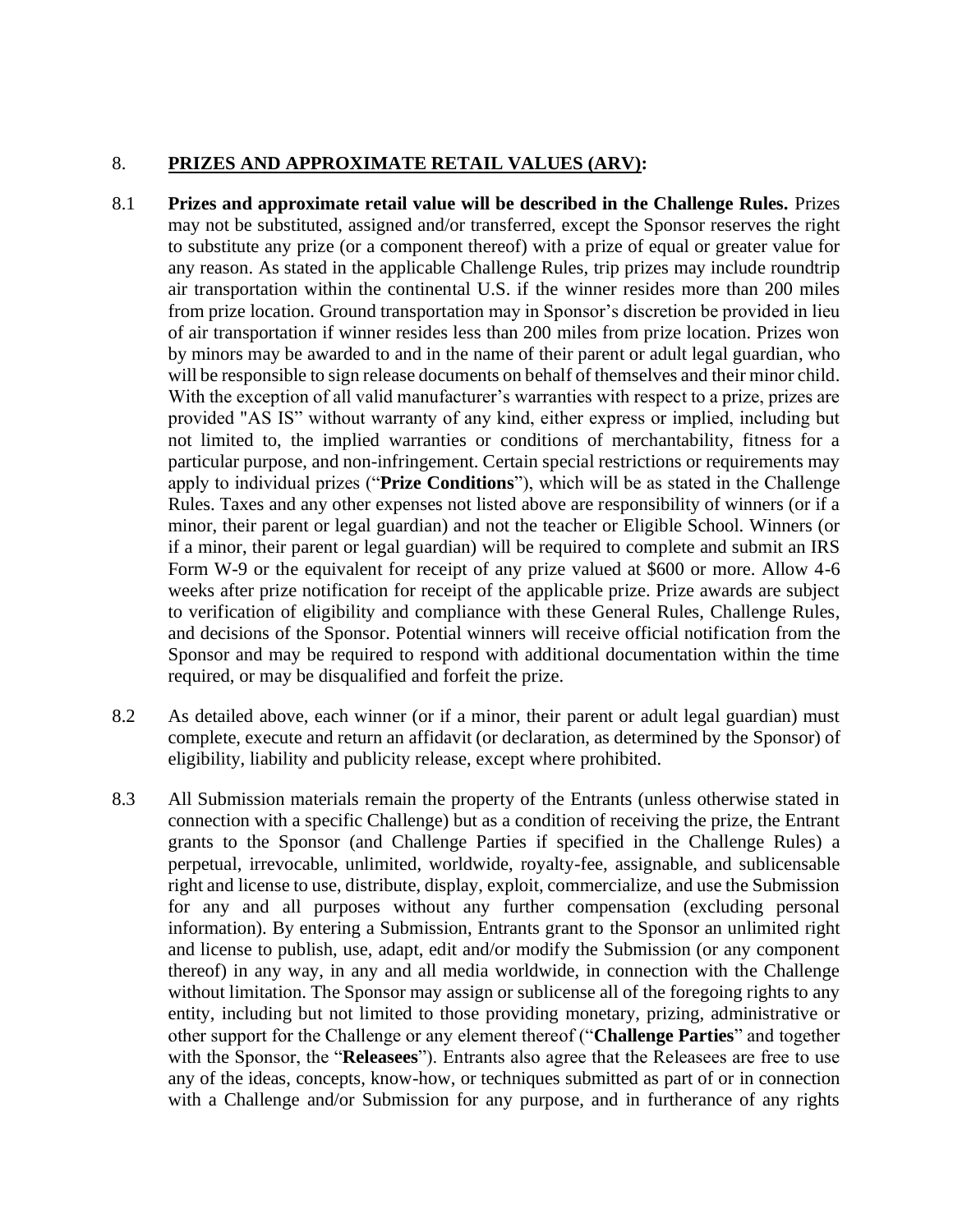## 8. **PRIZES AND APPROXIMATE RETAIL VALUES (ARV):**

8.1 **Prizes and approximate retail value will be described in the Challenge Rules.** Prizes may not be substituted, assigned and/or transferred, except the Sponsor reserves the right to substitute any prize (or a component thereof) with a prize of equal or greater value for any reason. As stated in the applicable Challenge Rules, trip prizes may include roundtrip air transportation within the continental U.S. if the winner resides more than 200 miles from prize location. Ground transportation may in Sponsor's discretion be provided in lieu of air transportation if winner resides less than 200 miles from prize location. Prizes won by minors may be awarded to and in the name of their parent or adult legal guardian, who will be responsible to sign release documents on behalf of themselves and their minor child. With the exception of all valid manufacturer's warranties with respect to a prize, prizes are provided "AS IS" without warranty of any kind, either express or implied, including but not limited to, the implied warranties or conditions of merchantability, fitness for a particular purpose, and non-infringement. Certain special restrictions or requirements may apply to individual prizes ("**Prize Conditions**"), which will be as stated in the Challenge Rules. Taxes and any other expenses not listed above are responsibility of winners (or if a minor, their parent or legal guardian) and not the teacher or Eligible School. Winners (or if a minor, their parent or legal guardian) will be required to complete and submit an IRS Form W-9 or the equivalent for receipt of any prize valued at $600 or more. Allow 4-6 weeks after prize notification for receipt of the applicable prize. Prize awards are subject to verification of eligibility and compliance with these General Rules, Challenge Rules, and decisions of the Sponsor. Potential winners will receive official notification from the Sponsor and may be required to respond with additional documentation within the time required, or may be disqualified and forfeit the prize.

8.2 As detailed above, each winner (or if a minor, their parent or adult legal guardian) must complete, execute and return an affidavit (or declaration, as determined by the Sponsor) of eligibility, liability and publicity release, except where prohibited.

8.3 All Submission materials remain the property of the Entrants (unless otherwise stated in connection with a specific Challenge) but as a condition of receiving the prize, the Entrant grants to the Sponsor (and Challenge Parties if specified in the Challenge Rules) a perpetual, irrevocable, unlimited, worldwide, royalty-fee, assignable, and sublicensable right and license to use, distribute, display, exploit, commercialize, and use the Submission for any and all purposes without any further compensation (excluding personal information). By entering a Submission, Entrants grant to the Sponsor an unlimited right and license to publish, use, adapt, edit and/or modify the Submission (or any component thereof) in any way, in any and all media worldwide, in connection with the Challenge without limitation. The Sponsor may assign or sublicense all of the foregoing rights to any entity, including but not limited to those providing monetary, prizing, administrative or other support for the Challenge or any element thereof ("**Challenge Parties**" and together with the Sponsor, the "**Releasees**"). Entrants also agree that the Releasees are free to use any of the ideas, concepts, know-how, or techniques submitted as part of or in connection with a Challenge and/or Submission for any purpose, and in furtherance of any rights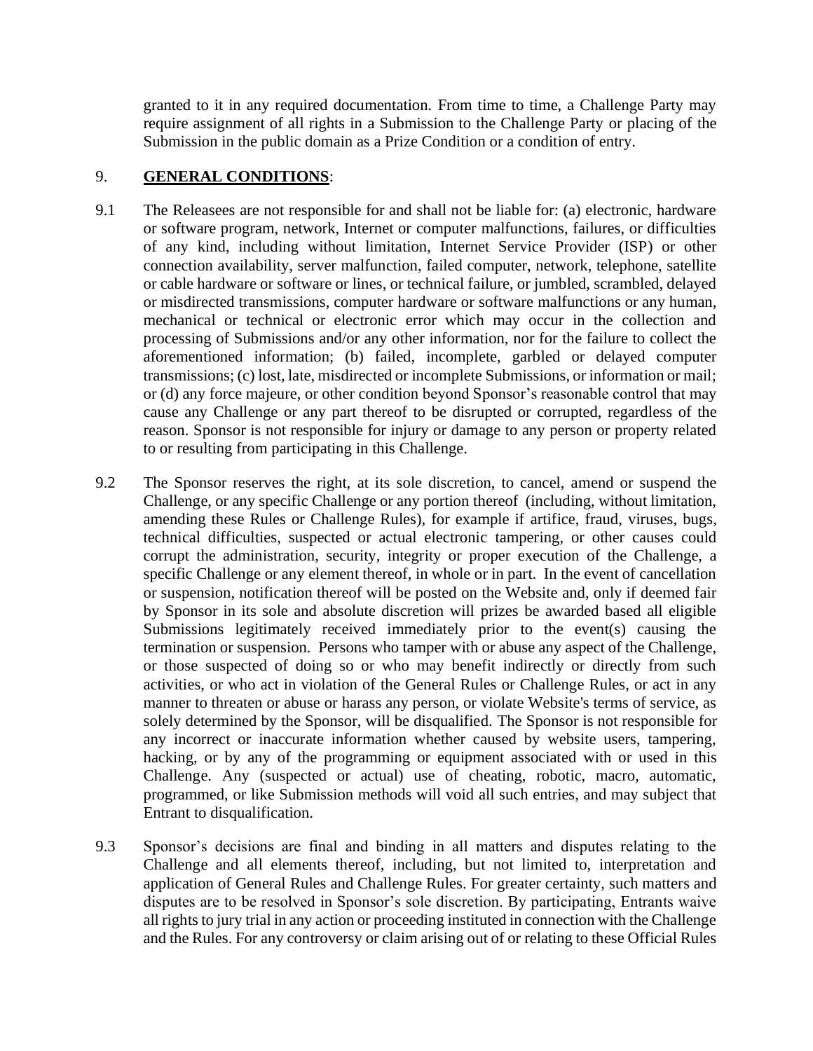granted to it in any required documentation. From time to time, a Challenge Party may require assignment of all rights in a Submission to the Challenge Party or placing of the Submission in the public domain as a Prize Condition or a condition of entry.

## 9. **GENERAL CONDITIONS**:

9.1 The Releasees are not responsible for and shall not be liable for: (a) electronic, hardware or software program, network, Internet or computer malfunctions, failures, or difficulties of any kind, including without limitation, Internet Service Provider (ISP) or other connection availability, server malfunction, failed computer, network, telephone, satellite or cable hardware or software or lines, or technical failure, or jumbled, scrambled, delayed or misdirected transmissions, computer hardware or software malfunctions or any human, mechanical or technical or electronic error which may occur in the collection and processing of Submissions and/or any other information, nor for the failure to collect the aforementioned information; (b) failed, incomplete, garbled or delayed computer transmissions; (c) lost, late, misdirected or incomplete Submissions, or information or mail; or (d) any force majeure, or other condition beyond Sponsor's reasonable control that may cause any Challenge or any part thereof to be disrupted or corrupted, regardless of the reason. Sponsor is not responsible for injury or damage to any person or property related to or resulting from participating in this Challenge.

9.2 The Sponsor reserves the right, at its sole discretion, to cancel, amend or suspend the Challenge, or any specific Challenge or any portion thereof (including, without limitation, amending these Rules or Challenge Rules), for example if artifice, fraud, viruses, bugs, technical difficulties, suspected or actual electronic tampering, or other causes could corrupt the administration, security, integrity or proper execution of the Challenge, a specific Challenge or any element thereof, in whole or in part. In the event of cancellation or suspension, notification thereof will be posted on the Website and, only if deemed fair by Sponsor in its sole and absolute discretion will prizes be awarded based all eligible Submissions legitimately received immediately prior to the event(s) causing the termination or suspension. Persons who tamper with or abuse any aspect of the Challenge, or those suspected of doing so or who may benefit indirectly or directly from such activities, or who act in violation of the General Rules or Challenge Rules, or act in any manner to threaten or abuse or harass any person, or violate Website's terms of service, as solely determined by the Sponsor, will be disqualified. The Sponsor is not responsible for any incorrect or inaccurate information whether caused by website users, tampering, hacking, or by any of the programming or equipment associated with or used in this Challenge. Any (suspected or actual) use of cheating, robotic, macro, automatic, programmed, or like Submission methods will void all such entries, and may subject that Entrant to disqualification.

9.3 Sponsor's decisions are final and binding in all matters and disputes relating to the Challenge and all elements thereof, including, but not limited to, interpretation and application of General Rules and Challenge Rules. For greater certainty, such matters and disputes are to be resolved in Sponsor's sole discretion. By participating, Entrants waive all rights to jury trial in any action or proceeding instituted in connection with the Challenge and the Rules. For any controversy or claim arising out of or relating to these Official Rules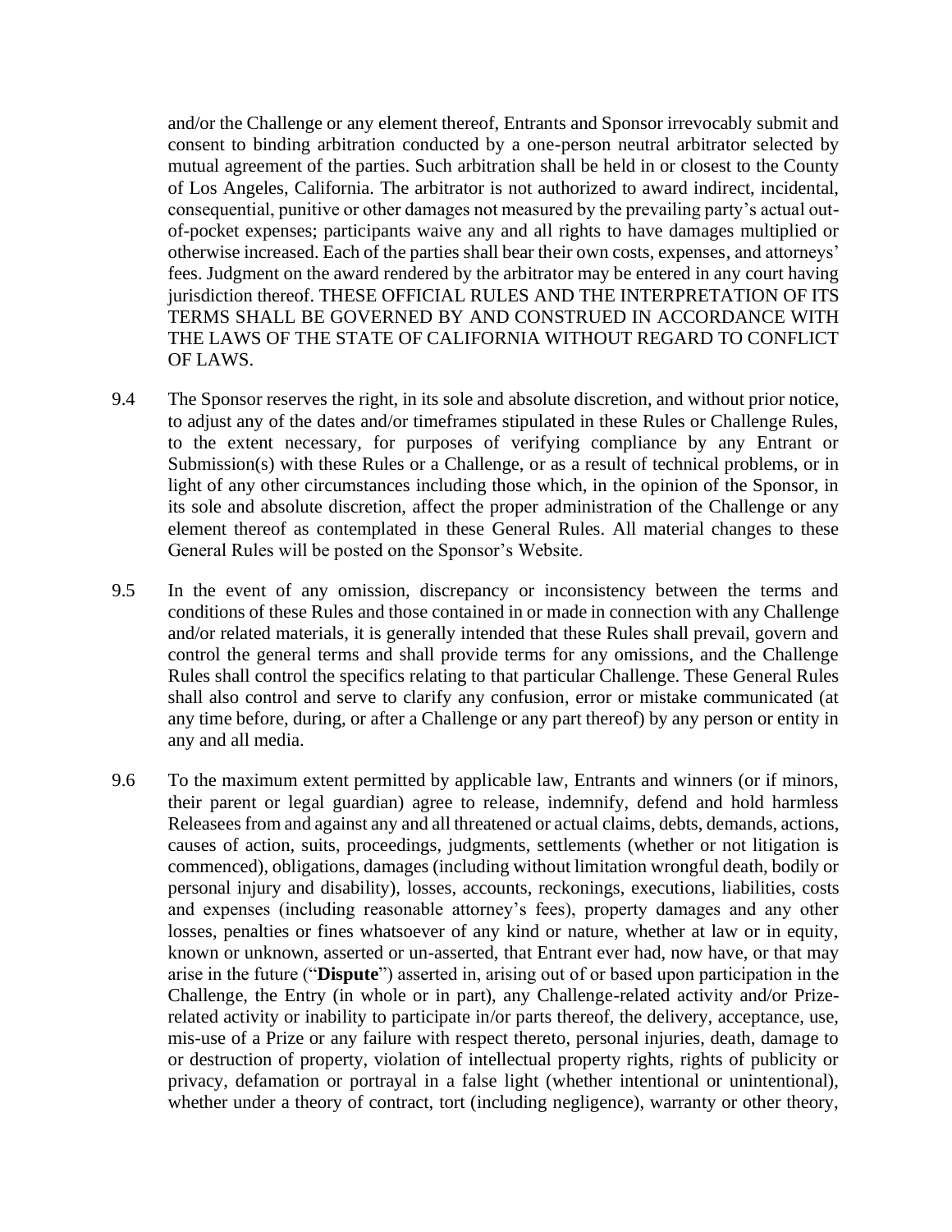and/or the Challenge or any element thereof, Entrants and Sponsor irrevocably submit and consent to binding arbitration conducted by a one-person neutral arbitrator selected by mutual agreement of the parties. Such arbitration shall be held in or closest to the County of Los Angeles, California. The arbitrator is not authorized to award indirect, incidental, consequential, punitive or other damages not measured by the prevailing party's actual out-of-pocket expenses; participants waive any and all rights to have damages multiplied or otherwise increased. Each of the parties shall bear their own costs, expenses, and attorneys' fees. Judgment on the award rendered by the arbitrator may be entered in any court having jurisdiction thereof. THESE OFFICIAL RULES AND THE INTERPRETATION OF ITS TERMS SHALL BE GOVERNED BY AND CONSTRUED IN ACCORDANCE WITH THE LAWS OF THE STATE OF CALIFORNIA WITHOUT REGARD TO CONFLICT OF LAWS.

9.4 The Sponsor reserves the right, in its sole and absolute discretion, and without prior notice, to adjust any of the dates and/or timeframes stipulated in these Rules or Challenge Rules, to the extent necessary, for purposes of verifying compliance by any Entrant or Submission(s) with these Rules or a Challenge, or as a result of technical problems, or in light of any other circumstances including those which, in the opinion of the Sponsor, in its sole and absolute discretion, affect the proper administration of the Challenge or any element thereof as contemplated in these General Rules. All material changes to these General Rules will be posted on the Sponsor's Website.

9.5 In the event of any omission, discrepancy or inconsistency between the terms and conditions of these Rules and those contained in or made in connection with any Challenge and/or related materials, it is generally intended that these Rules shall prevail, govern and control the general terms and shall provide terms for any omissions, and the Challenge Rules shall control the specifics relating to that particular Challenge. These General Rules shall also control and serve to clarify any confusion, error or mistake communicated (at any time before, during, or after a Challenge or any part thereof) by any person or entity in any and all media.

9.6 To the maximum extent permitted by applicable law, Entrants and winners (or if minors, their parent or legal guardian) agree to release, indemnify, defend and hold harmless Releasees from and against any and all threatened or actual claims, debts, demands, actions, causes of action, suits, proceedings, judgments, settlements (whether or not litigation is commenced), obligations, damages (including without limitation wrongful death, bodily or personal injury and disability), losses, accounts, reckonings, executions, liabilities, costs and expenses (including reasonable attorney's fees), property damages and any other losses, penalties or fines whatsoever of any kind or nature, whether at law or in equity, known or unknown, asserted or un-asserted, that Entrant ever had, now have, or that may arise in the future ("**Dispute**") asserted in, arising out of or based upon participation in the Challenge, the Entry (in whole or in part), any Challenge-related activity and/or Prize-related activity or inability to participate in/or parts thereof, the delivery, acceptance, use, mis-use of a Prize or any failure with respect thereto, personal injuries, death, damage to or destruction of property, violation of intellectual property rights, rights of publicity or privacy, defamation or portrayal in a false light (whether intentional or unintentional), whether under a theory of contract, tort (including negligence), warranty or other theory,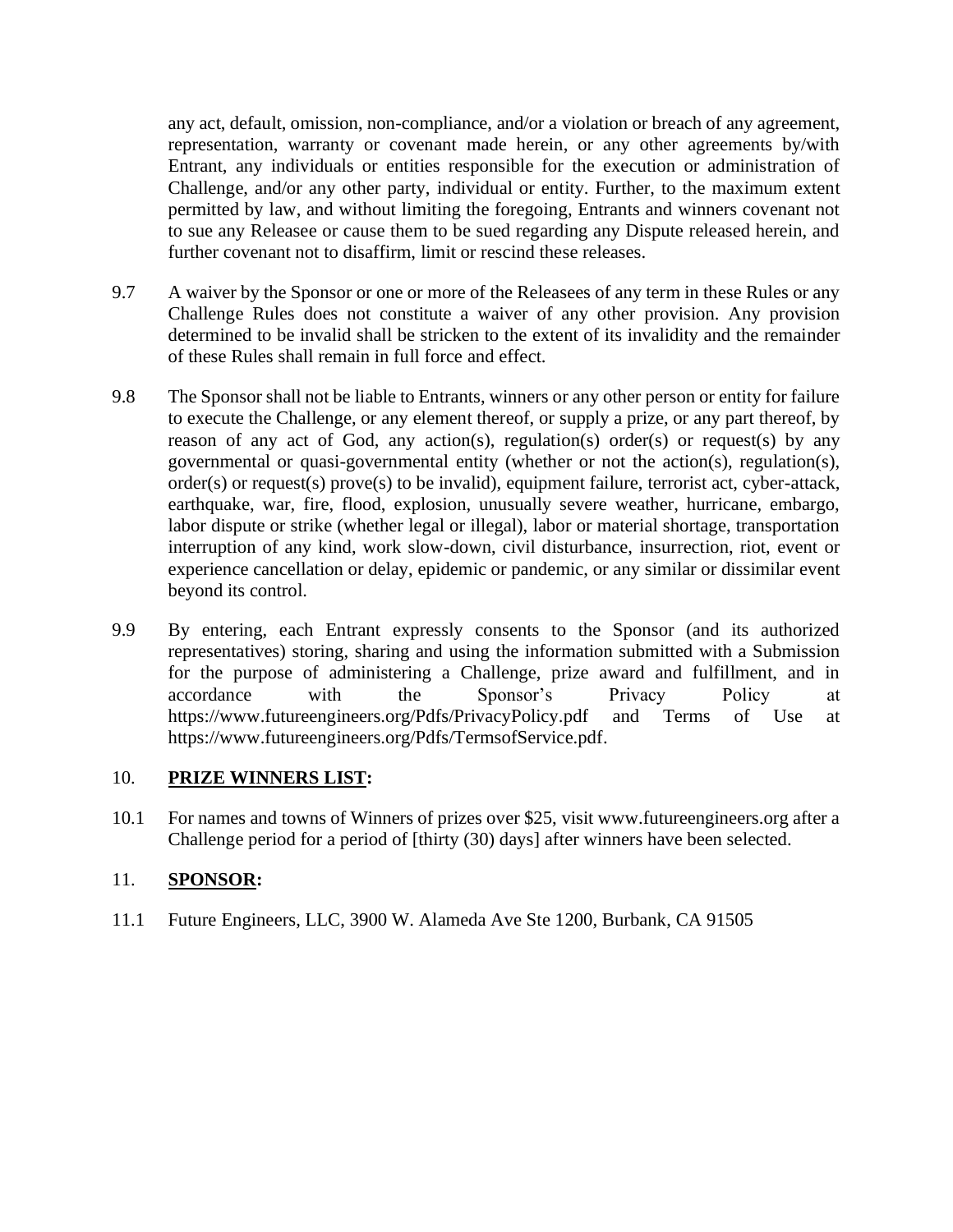any act, default, omission, non-compliance, and/or a violation or breach of any agreement, representation, warranty or covenant made herein, or any other agreements by/with Entrant, any individuals or entities responsible for the execution or administration of Challenge, and/or any other party, individual or entity. Further, to the maximum extent permitted by law, and without limiting the foregoing, Entrants and winners covenant not to sue any Releasee or cause them to be sued regarding any Dispute released herein, and further covenant not to disaffirm, limit or rescind these releases.

9.7 A waiver by the Sponsor or one or more of the Releasees of any term in these Rules or any Challenge Rules does not constitute a waiver of any other provision. Any provision determined to be invalid shall be stricken to the extent of its invalidity and the remainder of these Rules shall remain in full force and effect.

9.8 The Sponsor shall not be liable to Entrants, winners or any other person or entity for failure to execute the Challenge, or any element thereof, or supply a prize, or any part thereof, by reason of any act of God, any action(s), regulation(s) order(s) or request(s) by any governmental or quasi-governmental entity (whether or not the action(s), regulation(s), order(s) or request(s) prove(s) to be invalid), equipment failure, terrorist act, cyber-attack, earthquake, war, fire, flood, explosion, unusually severe weather, hurricane, embargo, labor dispute or strike (whether legal or illegal), labor or material shortage, transportation interruption of any kind, work slow-down, civil disturbance, insurrection, riot, event or experience cancellation or delay, epidemic or pandemic, or any similar or dissimilar event beyond its control.

9.9 By entering, each Entrant expressly consents to the Sponsor (and its authorized representatives) storing, sharing and using the information submitted with a Submission for the purpose of administering a Challenge, prize award and fulfillment, and in accordance with the Sponsor's Privacy Policy at https://www.futureengineers.org/Pdfs/PrivacyPolicy.pdf and Terms of Use at https://www.futureengineers.org/Pdfs/TermsofService.pdf.

## 10. **PRIZE WINNERS LIST:**

10.1 For names and towns of Winners of prizes over $25, visit www.futureengineers.org after a Challenge period for a period of [thirty (30) days] after winners have been selected.

## 11. **SPONSOR:**

11.1 Future Engineers, LLC, 3900 W. Alameda Ave Ste 1200, Burbank, CA 91505